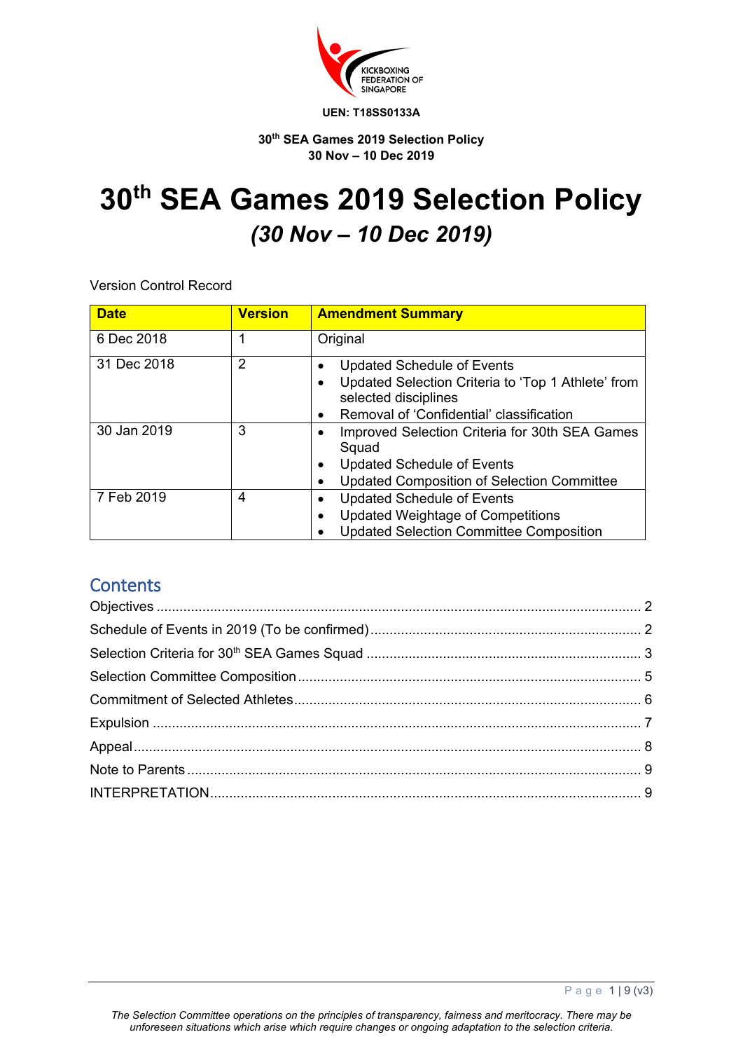UEN: T18SS0133A

**30th SEA Games 2019 Selection Policy**
**30 Nov – 10 Dec 2019**

# 30th SEA Games 2019 Selection Policy

## *(30 Nov – 10 Dec 2019)*

Version Control Record

| Date | Version | Amendment Summary |
|---|---|---|
| 6 Dec 2018 | 1 | Original |
| 31 Dec 2018 | 2 | • Updated Schedule of Events<br>• Updated Selection Criteria to 'Top 1 Athlete' from selected disciplines<br>• Removal of 'Confidential' classification |
| 30 Jan 2019 | 3 | • Improved Selection Criteria for 30th SEA Games Squad<br>• Updated Schedule of Events<br>• Updated Composition of Selection Committee |
| 7 Feb 2019 | 4 | • Updated Schedule of Events<br>• Updated Weightage of Competitions<br>• Updated Selection Committee Composition |

## Contents

Objectives ........ 2
Schedule of Events in 2019 (To be confirmed) ........ 2
Selection Criteria for 30th SEA Games Squad ........ 3
Selection Committee Composition ........ 5
Commitment of Selected Athletes ........ 6
Expulsion ........ 7
Appeal ........ 8
Note to Parents ........ 9
INTERPRETATION ........ 9

*The Selection Committee operations on the principles of transparency, fairness and meritocracy. There may be unforeseen situations which arise which require changes or ongoing adaptation to the selection criteria.*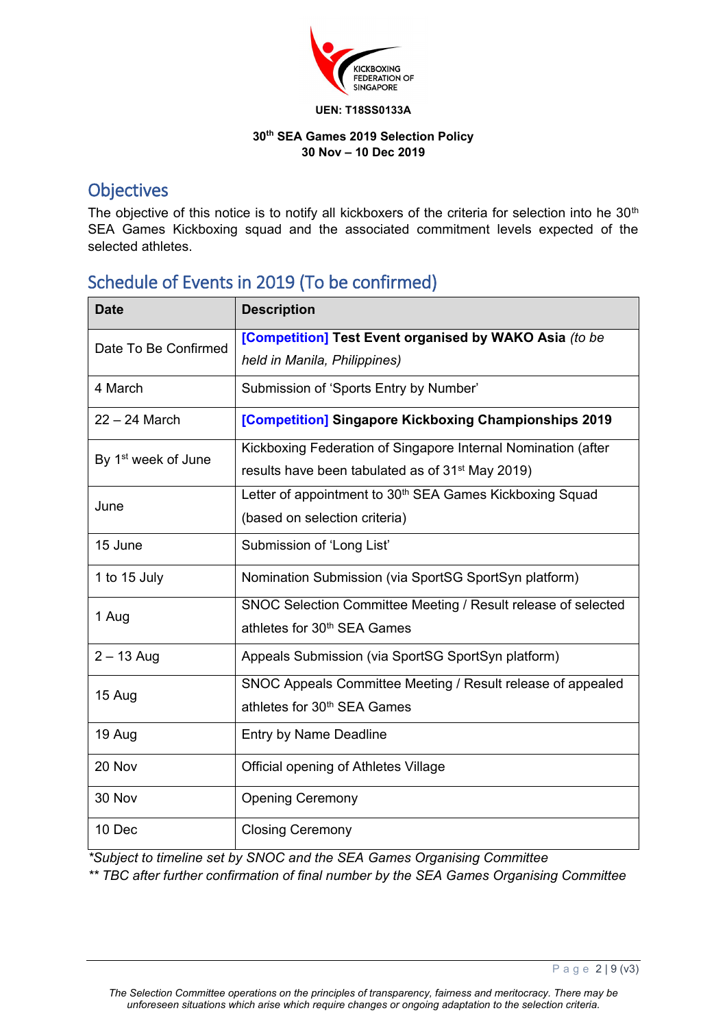KICKBOXING FEDERATION OF SINGAPORE

**UEN: T18SS0133A**

**30th SEA Games 2019 Selection Policy**
**30 Nov – 10 Dec 2019**

## Objectives

The objective of this notice is to notify all kickboxers of the criteria for selection into he 30th SEA Games Kickboxing squad and the associated commitment levels expected of the selected athletes.

## Schedule of Events in 2019 (To be confirmed)

| **Date** | **Description** |
| --- | --- |
| Date To Be Confirmed | **[Competition] Test Event organised by WAKO Asia** *(to be held in Manila, Philippines)* |
| 4 March | Submission of 'Sports Entry by Number' |
| 22 – 24 March | **[Competition] Singapore Kickboxing Championships 2019** |
| By 1st week of June | Kickboxing Federation of Singapore Internal Nomination (after results have been tabulated as of 31st May 2019) |
| June | Letter of appointment to 30th SEA Games Kickboxing Squad (based on selection criteria) |
| 15 June | Submission of 'Long List' |
| 1 to 15 July | Nomination Submission (via SportSG SportSyn platform) |
| 1 Aug | SNOC Selection Committee Meeting / Result release of selected athletes for 30th SEA Games |
| 2 – 13 Aug | Appeals Submission (via SportSG SportSyn platform) |
| 15 Aug | SNOC Appeals Committee Meeting / Result release of appealed athletes for 30th SEA Games |
| 19 Aug | Entry by Name Deadline |
| 20 Nov | Official opening of Athletes Village |
| 30 Nov | Opening Ceremony |
| 10 Dec | Closing Ceremony |

*\*Subject to timeline set by SNOC and the SEA Games Organising Committee*
*\*\* TBC after further confirmation of final number by the SEA Games Organising Committee*

*The Selection Committee operations on the principles of transparency, fairness and meritocracy. There may be unforeseen situations which arise which require changes or ongoing adaptation to the selection criteria.*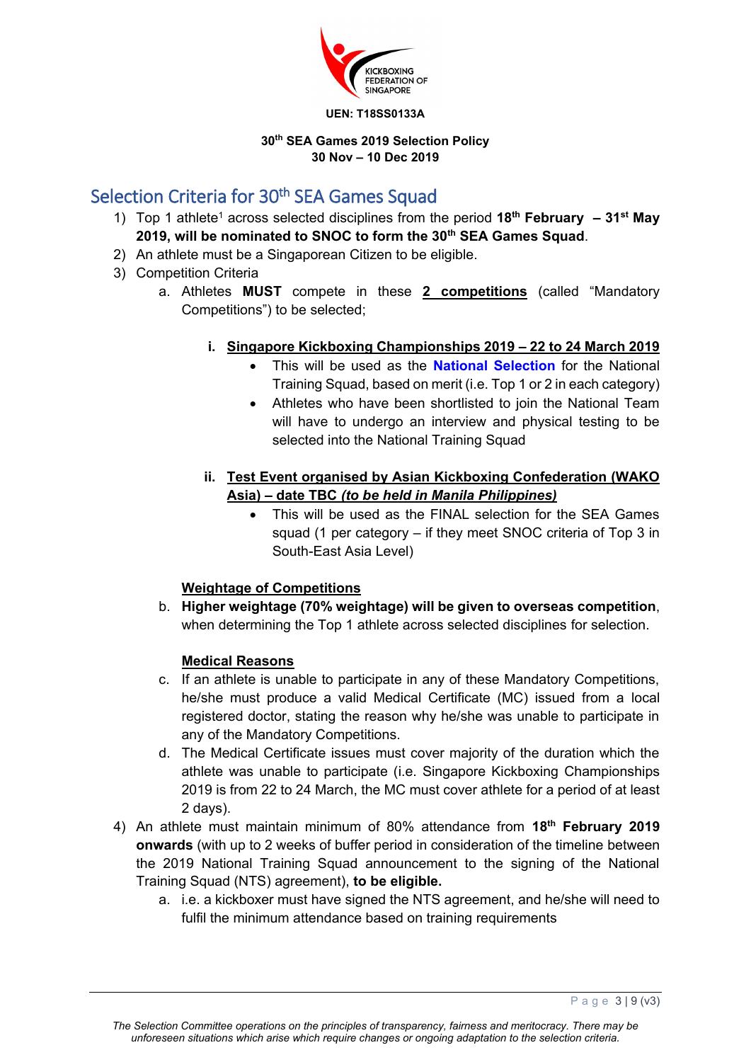KICKBOXING FEDERATION OF SINGAPORE

**UEN: T18SS0133A**

**30th SEA Games 2019 Selection Policy**
**30 Nov – 10 Dec 2019**

## Selection Criteria for 30th SEA Games Squad

1) Top 1 athlete[1] across selected disciplines from the period **18th February – 31st May 2019, will be nominated to SNOC to form the 30th SEA Games Squad**.
2) An athlete must be a Singaporean Citizen to be eligible.
3) Competition Criteria
   a. Athletes **MUST** compete in these **2 competitions** (called "Mandatory Competitions") to be selected;

      i. **Singapore Kickboxing Championships 2019 – 22 to 24 March 2019**
         - This will be used as the **National Selection** for the National Training Squad, based on merit (i.e. Top 1 or 2 in each category)
         - Athletes who have been shortlisted to join the National Team will have to undergo an interview and physical testing to be selected into the National Training Squad

      ii. **Test Event organised by Asian Kickboxing Confederation (WAKO Asia) – date TBC *(to be held in Manila Philippines)***
         - This will be used as the FINAL selection for the SEA Games squad (1 per category – if they meet SNOC criteria of Top 3 in South-East Asia Level)

   **Weightage of Competitions**

   b. **Higher weightage (70% weightage) will be given to overseas competition**, when determining the Top 1 athlete across selected disciplines for selection.

   **Medical Reasons**

   c. If an athlete is unable to participate in any of these Mandatory Competitions, he/she must produce a valid Medical Certificate (MC) issued from a local registered doctor, stating the reason why he/she was unable to participate in any of the Mandatory Competitions.
   d. The Medical Certificate issues must cover majority of the duration which the athlete was unable to participate (i.e. Singapore Kickboxing Championships 2019 is from 22 to 24 March, the MC must cover athlete for a period of at least 2 days).
4) An athlete must maintain minimum of 80% attendance from **18th February 2019 onwards** (with up to 2 weeks of buffer period in consideration of the timeline between the 2019 National Training Squad announcement to the signing of the National Training Squad (NTS) agreement), **to be eligible.**
   a. i.e. a kickboxer must have signed the NTS agreement, and he/she will need to fulfil the minimum attendance based on training requirements

*The Selection Committee operations on the principles of transparency, fairness and meritocracy. There may be unforeseen situations which arise which require changes or ongoing adaptation to the selection criteria.*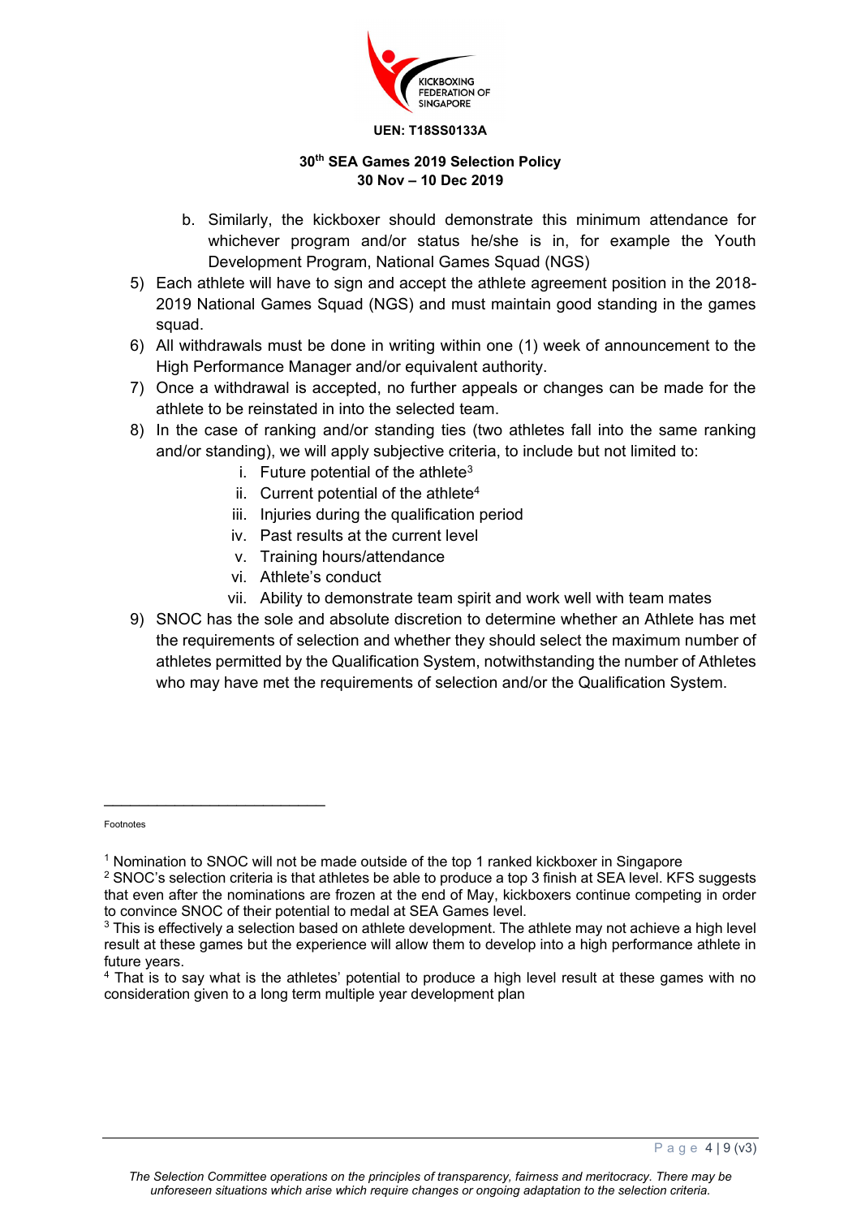b. Similarly, the kickboxer should demonstrate this minimum attendance for whichever program and/or status he/she is in, for example the Youth Development Program, National Games Squad (NGS)

5) Each athlete will have to sign and accept the athlete agreement position in the 2018-2019 National Games Squad (NGS) and must maintain good standing in the games squad.
6) All withdrawals must be done in writing within one (1) week of announcement to the High Performance Manager and/or equivalent authority.
7) Once a withdrawal is accepted, no further appeals or changes can be made for the athlete to be reinstated in into the selected team.
8) In the case of ranking and/or standing ties (two athletes fall into the same ranking and/or standing), we will apply subjective criteria, to include but not limited to:
    i. Future potential of the athlete[3]
    ii. Current potential of the athlete[4]
    iii. Injuries during the qualification period
    iv. Past results at the current level
    v. Training hours/attendance
    vi. Athlete's conduct
    vii. Ability to demonstrate team spirit and work well with team mates
9) SNOC has the sole and absolute discretion to determine whether an Athlete has met the requirements of selection and whether they should select the maximum number of athletes permitted by the Qualification System, notwithstanding the number of Athletes who may have met the requirements of selection and/or the Qualification System.

---

Footnotes

[1] Nomination to SNOC will not be made outside of the top 1 ranked kickboxer in Singapore

[2] SNOC's selection criteria is that athletes be able to produce a top 3 finish at SEA level. KFS suggests that even after the nominations are frozen at the end of May, kickboxers continue competing in order to convince SNOC of their potential to medal at SEA Games level.

[3] This is effectively a selection based on athlete development. The athlete may not achieve a high level result at these games but the experience will allow them to develop into a high performance athlete in future years.

[4] That is to say what is the athletes' potential to produce a high level result at these games with no consideration given to a long term multiple year development plan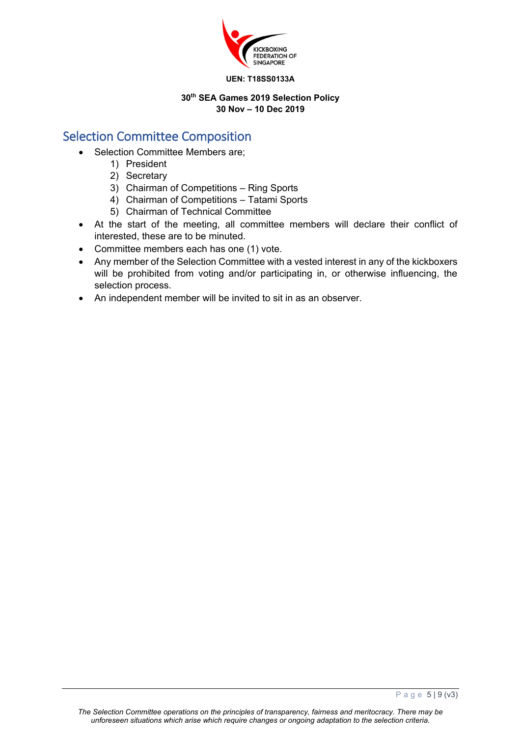UEN: T18SS0133A

**30th SEA Games 2019 Selection Policy**
**30 Nov – 10 Dec 2019**

## Selection Committee Composition

- Selection Committee Members are;
    1) President
    2) Secretary
    3) Chairman of Competitions – Ring Sports
    4) Chairman of Competitions – Tatami Sports
    5) Chairman of Technical Committee
- At the start of the meeting, all committee members will declare their conflict of interested, these are to be minuted.
- Committee members each has one (1) vote.
- Any member of the Selection Committee with a vested interest in any of the kickboxers will be prohibited from voting and/or participating in, or otherwise influencing, the selection process.
- An independent member will be invited to sit in as an observer.

*The Selection Committee operations on the principles of transparency, fairness and meritocracy. There may be unforeseen situations which arise which require changes or ongoing adaptation to the selection criteria.*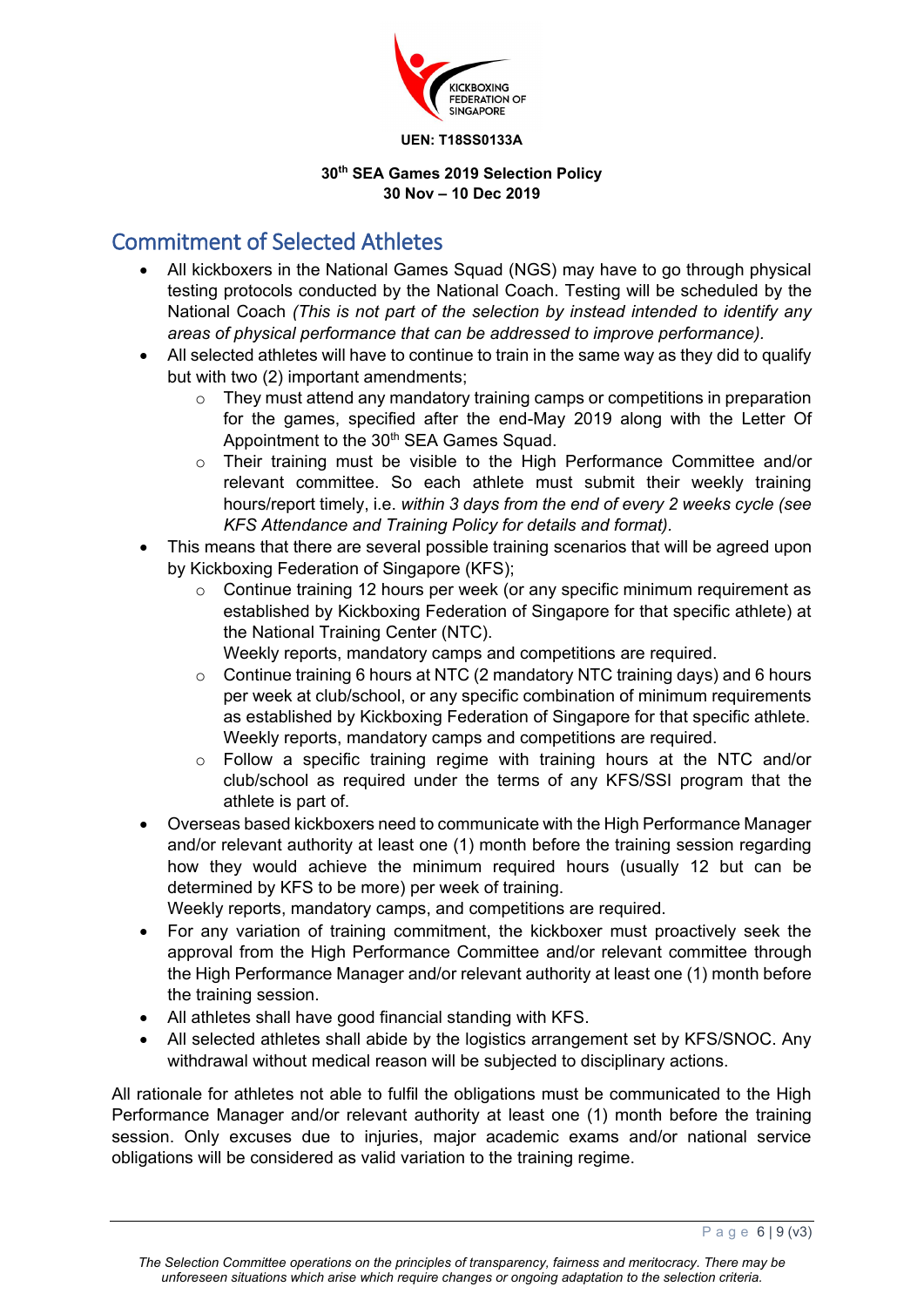**UEN: T18SS0133A**

**30th SEA Games 2019 Selection Policy**
**30 Nov – 10 Dec 2019**

## Commitment of Selected Athletes

- All kickboxers in the National Games Squad (NGS) may have to go through physical testing protocols conducted by the National Coach. Testing will be scheduled by the National Coach *(This is not part of the selection by instead intended to identify any areas of physical performance that can be addressed to improve performance)*.
- All selected athletes will have to continue to train in the same way as they did to qualify but with two (2) important amendments;
  - They must attend any mandatory training camps or competitions in preparation for the games, specified after the end-May 2019 along with the Letter Of Appointment to the 30th SEA Games Squad.
  - Their training must be visible to the High Performance Committee and/or relevant committee. So each athlete must submit their weekly training hours/report timely, i.e. *within 3 days from the end of every 2 weeks cycle (see KFS Attendance and Training Policy for details and format).*
- This means that there are several possible training scenarios that will be agreed upon by Kickboxing Federation of Singapore (KFS);
  - Continue training 12 hours per week (or any specific minimum requirement as established by Kickboxing Federation of Singapore for that specific athlete) at the National Training Center (NTC).
    Weekly reports, mandatory camps and competitions are required.
  - Continue training 6 hours at NTC (2 mandatory NTC training days) and 6 hours per week at club/school, or any specific combination of minimum requirements as established by Kickboxing Federation of Singapore for that specific athlete. Weekly reports, mandatory camps and competitions are required.
  - Follow a specific training regime with training hours at the NTC and/or club/school as required under the terms of any KFS/SSI program that the athlete is part of.
- Overseas based kickboxers need to communicate with the High Performance Manager and/or relevant authority at least one (1) month before the training session regarding how they would achieve the minimum required hours (usually 12 but can be determined by KFS to be more) per week of training.
  Weekly reports, mandatory camps, and competitions are required.
- For any variation of training commitment, the kickboxer must proactively seek the approval from the High Performance Committee and/or relevant committee through the High Performance Manager and/or relevant authority at least one (1) month before the training session.
- All athletes shall have good financial standing with KFS.
- All selected athletes shall abide by the logistics arrangement set by KFS/SNOC. Any withdrawal without medical reason will be subjected to disciplinary actions.

All rationale for athletes not able to fulfil the obligations must be communicated to the High Performance Manager and/or relevant authority at least one (1) month before the training session. Only excuses due to injuries, major academic exams and/or national service obligations will be considered as valid variation to the training regime.

*The Selection Committee operations on the principles of transparency, fairness and meritocracy. There may be unforeseen situations which arise which require changes or ongoing adaptation to the selection criteria.*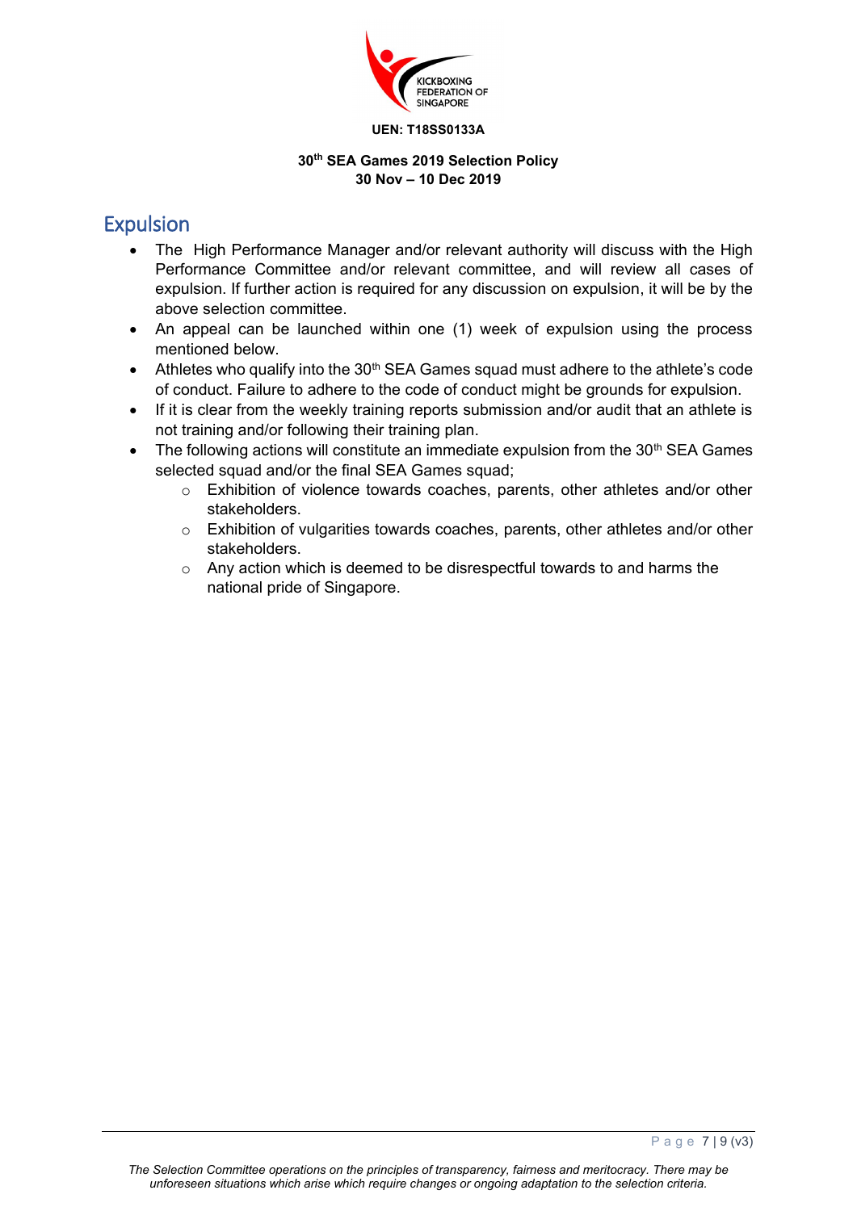UEN: T18SS0133A

**30th SEA Games 2019 Selection Policy**
**30 Nov – 10 Dec 2019**

## Expulsion

- The High Performance Manager and/or relevant authority will discuss with the High Performance Committee and/or relevant committee, and will review all cases of expulsion. If further action is required for any discussion on expulsion, it will be by the above selection committee.
- An appeal can be launched within one (1) week of expulsion using the process mentioned below.
- Athletes who qualify into the 30th SEA Games squad must adhere to the athlete's code of conduct. Failure to adhere to the code of conduct might be grounds for expulsion.
- If it is clear from the weekly training reports submission and/or audit that an athlete is not training and/or following their training plan.
- The following actions will constitute an immediate expulsion from the 30th SEA Games selected squad and/or the final SEA Games squad;
  - Exhibition of violence towards coaches, parents, other athletes and/or other stakeholders.
  - Exhibition of vulgarities towards coaches, parents, other athletes and/or other stakeholders.
  - Any action which is deemed to be disrespectful towards to and harms the national pride of Singapore.

*The Selection Committee operations on the principles of transparency, fairness and meritocracy. There may be unforeseen situations which arise which require changes or ongoing adaptation to the selection criteria.*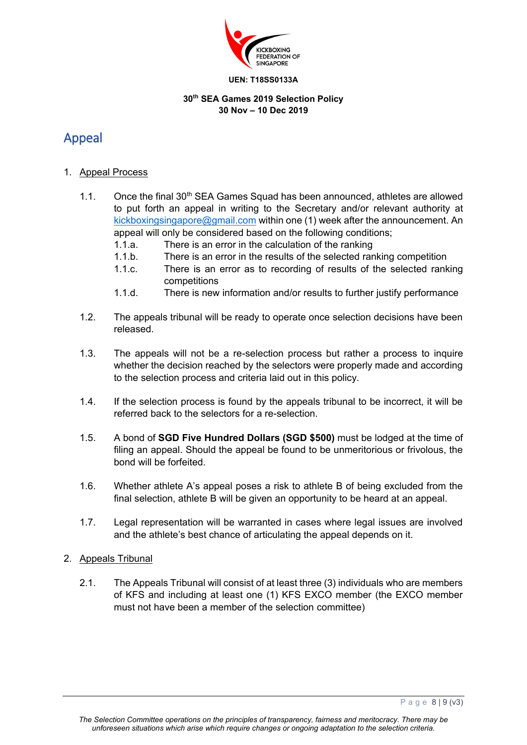UEN: T18SS0133A

**30th SEA Games 2019 Selection Policy**
**30 Nov – 10 Dec 2019**

# Appeal

1. Appeal Process

   1.1. Once the final 30th SEA Games Squad has been announced, athletes are allowed to put forth an appeal in writing to the Secretary and/or relevant authority at kickboxingsingapore@gmail.com within one (1) week after the announcement. An appeal will only be considered based on the following conditions;

   - 1.1.a. There is an error in the calculation of the ranking
   - 1.1.b. There is an error in the results of the selected ranking competition
   - 1.1.c. There is an error as to recording of results of the selected ranking competitions
   - 1.1.d. There is new information and/or results to further justify performance

   1.2. The appeals tribunal will be ready to operate once selection decisions have been released.

   1.3. The appeals will not be a re-selection process but rather a process to inquire whether the decision reached by the selectors were properly made and according to the selection process and criteria laid out in this policy.

   1.4. If the selection process is found by the appeals tribunal to be incorrect, it will be referred back to the selectors for a re-selection.

   1.5. A bond of **SGD Five Hundred Dollars (SGD $500)** must be lodged at the time of filing an appeal. Should the appeal be found to be unmeritorious or frivolous, the bond will be forfeited.

   1.6. Whether athlete A's appeal poses a risk to athlete B of being excluded from the final selection, athlete B will be given an opportunity to be heard at an appeal.

   1.7. Legal representation will be warranted in cases where legal issues are involved and the athlete's best chance of articulating the appeal depends on it.

2. Appeals Tribunal

   2.1. The Appeals Tribunal will consist of at least three (3) individuals who are members of KFS and including at least one (1) KFS EXCO member (the EXCO member must not have been a member of the selection committee)

*The Selection Committee operations on the principles of transparency, fairness and meritocracy. There may be unforeseen situations which arise which require changes or ongoing adaptation to the selection criteria.*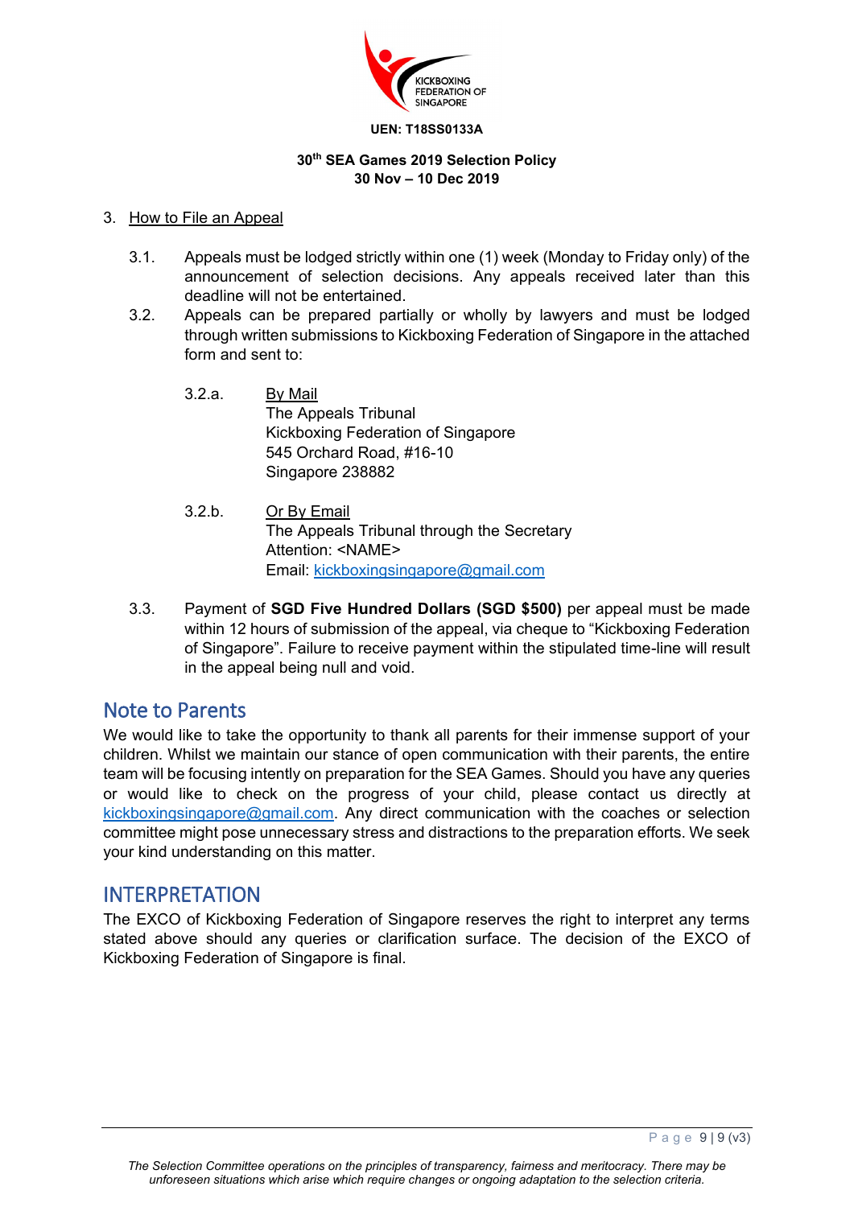UEN: T18SS0133A

**30th SEA Games 2019 Selection Policy**
**30 Nov – 10 Dec 2019**

3. How to File an Appeal

   3.1. Appeals must be lodged strictly within one (1) week (Monday to Friday only) of the announcement of selection decisions. Any appeals received later than this deadline will not be entertained.

   3.2. Appeals can be prepared partially or wholly by lawyers and must be lodged through written submissions to Kickboxing Federation of Singapore in the attached form and sent to:

      3.2.a. By Mail
      The Appeals Tribunal
      Kickboxing Federation of Singapore
      545 Orchard Road, #16-10
      Singapore 238882

      3.2.b. Or By Email
      The Appeals Tribunal through the Secretary
      Attention: <NAME>
      Email: kickboxingsingapore@gmail.com

   3.3. Payment of **SGD Five Hundred Dollars (SGD $500)** per appeal must be made within 12 hours of submission of the appeal, via cheque to "Kickboxing Federation of Singapore". Failure to receive payment within the stipulated time-line will result in the appeal being null and void.

## Note to Parents

We would like to take the opportunity to thank all parents for their immense support of your children. Whilst we maintain our stance of open communication with their parents, the entire team will be focusing intently on preparation for the SEA Games. Should you have any queries or would like to check on the progress of your child, please contact us directly at kickboxingsingapore@gmail.com. Any direct communication with the coaches or selection committee might pose unnecessary stress and distractions to the preparation efforts. We seek your kind understanding on this matter.

## INTERPRETATION

The EXCO of Kickboxing Federation of Singapore reserves the right to interpret any terms stated above should any queries or clarification surface. The decision of the EXCO of Kickboxing Federation of Singapore is final.

*The Selection Committee operations on the principles of transparency, fairness and meritocracy. There may be unforeseen situations which arise which require changes or ongoing adaptation to the selection criteria.*